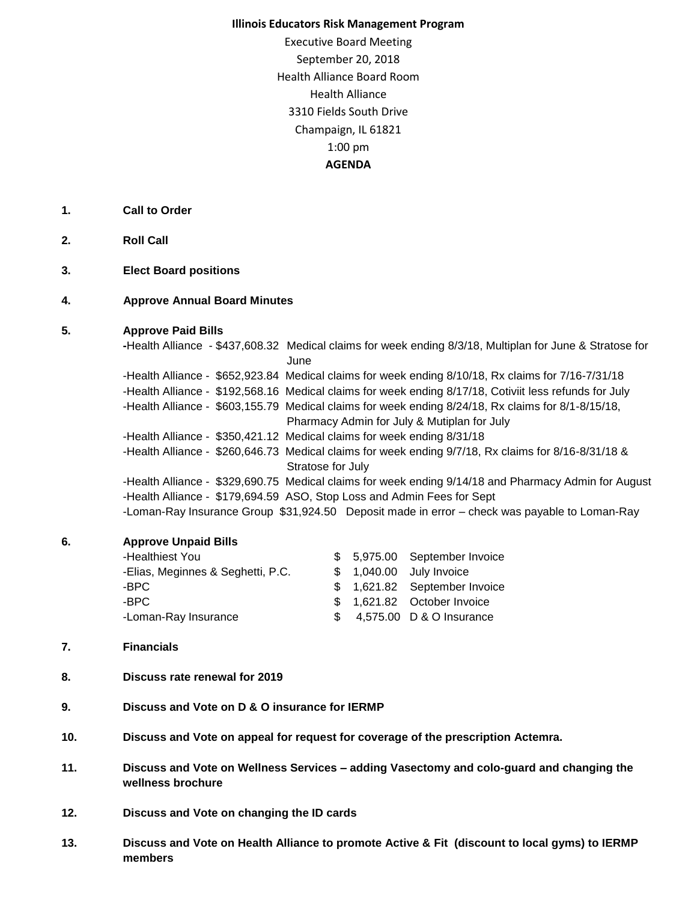**Illinois Educators Risk Management Program**

Executive Board Meeting
September 20, 2018
Health Alliance Board Room
Health Alliance
3310 Fields South Drive
Champaign, IL 61821
1:00 pm

**AGENDA**

1. **Call to Order**

2. **Roll Call**

3. **Elect Board positions**

4. **Approve Annual Board Minutes**

5. **Approve Paid Bills**
   - -Health Alliance - $437,608.32 Medical claims for week ending 8/3/18, Multiplan for June & Stratose for June
   - -Health Alliance - $652,923.84 Medical claims for week ending 8/10/18, Rx claims for 7/16-7/31/18
   - -Health Alliance - $192,568.16 Medical claims for week ending 8/17/18, Cotiviit less refunds for July
   - -Health Alliance - $603,155.79 Medical claims for week ending 8/24/18, Rx claims for 8/1-8/15/18, Pharmacy Admin for July & Mutiplan for July
   - -Health Alliance - $350,421.12 Medical claims for week ending 8/31/18
   - -Health Alliance - $260,646.73 Medical claims for week ending 9/7/18, Rx claims for 8/16-8/31/18 & Stratose for July
   - -Health Alliance - $329,690.75 Medical claims for week ending 9/14/18 and Pharmacy Admin for August
   - -Health Alliance - $179,694.59 ASO, Stop Loss and Admin Fees for Sept
   - -Loman-Ray Insurance Group $31,924.50 Deposit made in error – check was payable to Loman-Ray

6. **Approve Unpaid Bills**

| | | |
|---|---|---|
| -Healthiest You | $ 5,975.00 | September Invoice |
| -Elias, Meginnes & Seghetti, P.C. | $ 1,040.00 | July Invoice |
| -BPC | $ 1,621.82 | September Invoice |
| -BPC | $ 1,621.82 | October Invoice |
| -Loman-Ray Insurance | $ 4,575.00 | D & O Insurance |

7. **Financials**

8. **Discuss rate renewal for 2019**

9. **Discuss and Vote on D & O insurance for IERMP**

10. **Discuss and Vote on appeal for request for coverage of the prescription Actemra.**

11. **Discuss and Vote on Wellness Services – adding Vasectomy and colo-guard and changing the wellness brochure**

12. **Discuss and Vote on changing the ID cards**

13. **Discuss and Vote on Health Alliance to promote Active & Fit (discount to local gyms) to IERMP members**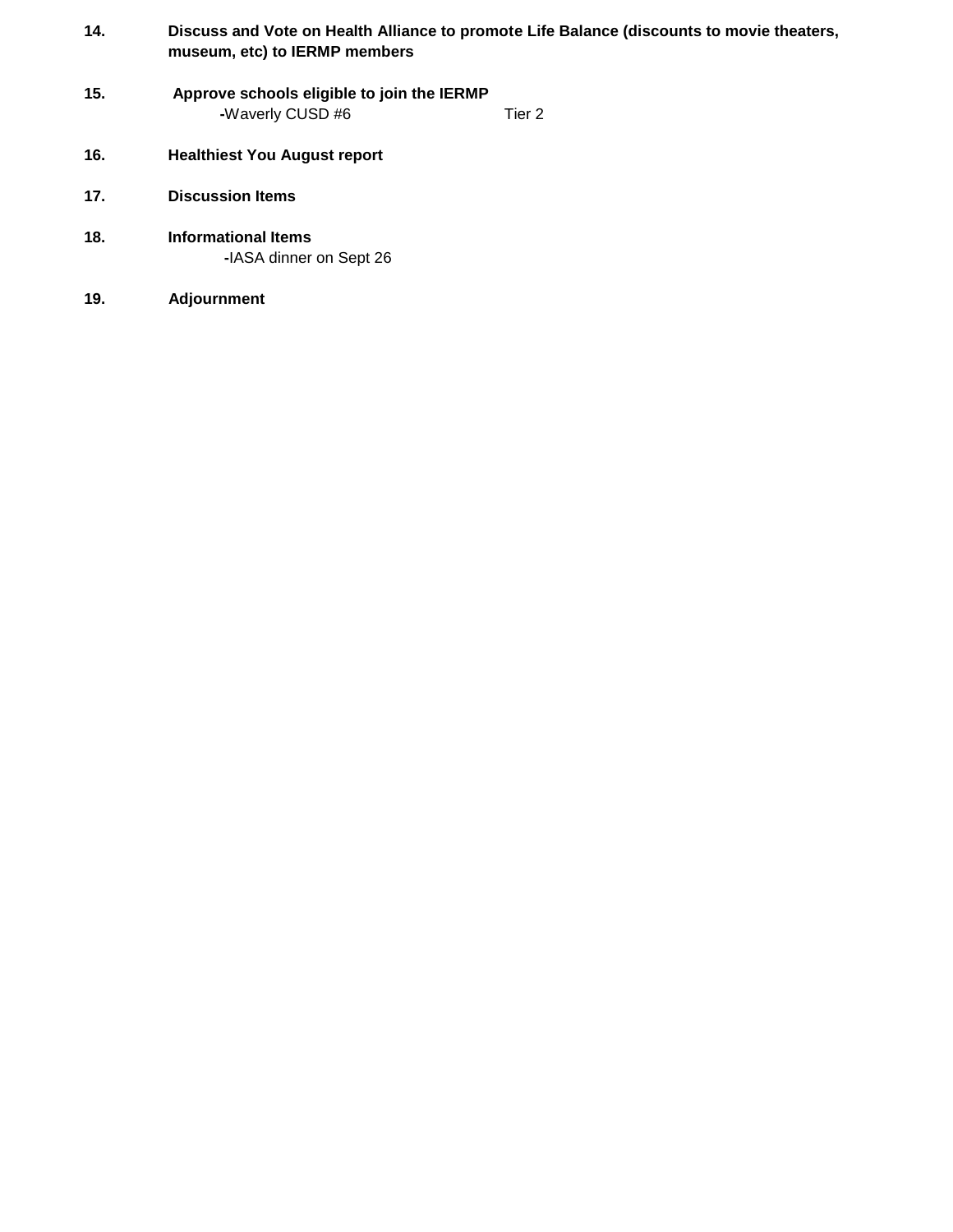14. **Discuss and Vote on Health Alliance to promote Life Balance (discounts to movie theaters, museum, etc) to IERMP members**

15. **Approve schools eligible to join the IERMP**
    - Waverly CUSD #6 Tier 2

16. **Healthiest You August report**

17. **Discussion Items**

18. **Informational Items**
    - IASA dinner on Sept 26

19. **Adjournment**